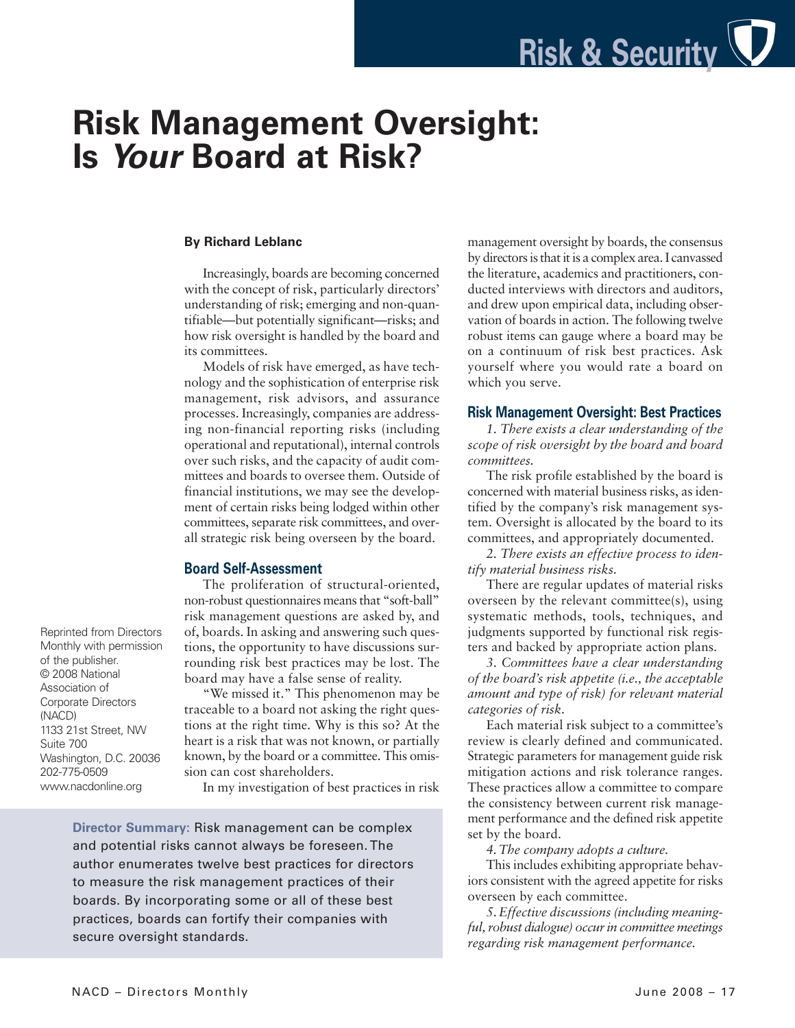# Risk Management Oversight: Is *Your* Board at Risk?

**By Richard Leblanc**

Increasingly, boards are becoming concerned with the concept of risk, particularly directors' understanding of risk; emerging and non-quantifiable—but potentially significant—risks; and how risk oversight is handled by the board and its committees.

Models of risk have emerged, as have technology and the sophistication of enterprise risk management, risk advisors, and assurance processes. Increasingly, companies are addressing non-financial reporting risks (including operational and reputational), internal controls over such risks, and the capacity of audit committees and boards to oversee them. Outside of financial institutions, we may see the development of certain risks being lodged within other committees, separate risk committees, and overall strategic risk being overseen by the board.

## Board Self-Assessment

The proliferation of structural-oriented, non-robust questionnaires means that "soft-ball" risk management questions are asked by, and of, boards. In asking and answering such questions, the opportunity to have discussions surrounding risk best practices may be lost. The board may have a false sense of reality.

"We missed it." This phenomenon may be traceable to a board not asking the right questions at the right time. Why is this so? At the heart is a risk that was not known, or partially known, by the board or a committee. This omission can cost shareholders.

In my investigation of best practices in risk management oversight by boards, the consensus by directors is that it is a complex area. I canvassed the literature, academics and practitioners, conducted interviews with directors and auditors, and drew upon empirical data, including observation of boards in action. The following twelve robust items can gauge where a board may be on a continuum of risk best practices. Ask yourself where you would rate a board on which you serve.

Reprinted from Directors Monthly with permission of the publisher.
© 2008 National Association of Corporate Directors (NACD)
1133 21st Street, NW
Suite 700
Washington, D.C. 20036
202-775-0509
www.nacdonline.org

**Director Summary:** Risk management can be complex and potential risks cannot always be foreseen. The author enumerates twelve best practices for directors to measure the risk management practices of their boards. By incorporating some or all of these best practices, boards can fortify their companies with secure oversight standards.

## Risk Management Oversight: Best Practices

*1. There exists a clear understanding of the scope of risk oversight by the board and board committees.*

The risk profile established by the board is concerned with material business risks, as identified by the company's risk management system. Oversight is allocated by the board to its committees, and appropriately documented.

*2. There exists an effective process to identify material business risks.*

There are regular updates of material risks overseen by the relevant committee(s), using systematic methods, tools, techniques, and judgments supported by functional risk registers and backed by appropriate action plans.

*3. Committees have a clear understanding of the board's risk appetite (i.e., the acceptable amount and type of risk) for relevant material categories of risk.*

Each material risk subject to a committee's review is clearly defined and communicated. Strategic parameters for management guide risk mitigation actions and risk tolerance ranges. These practices allow a committee to compare the consistency between current risk management performance and the defined risk appetite set by the board.

*4. The company adopts a culture.*

This includes exhibiting appropriate behaviors consistent with the agreed appetite for risks overseen by each committee.

*5. Effective discussions (including meaningful, robust dialogue) occur in committee meetings regarding risk management performance.*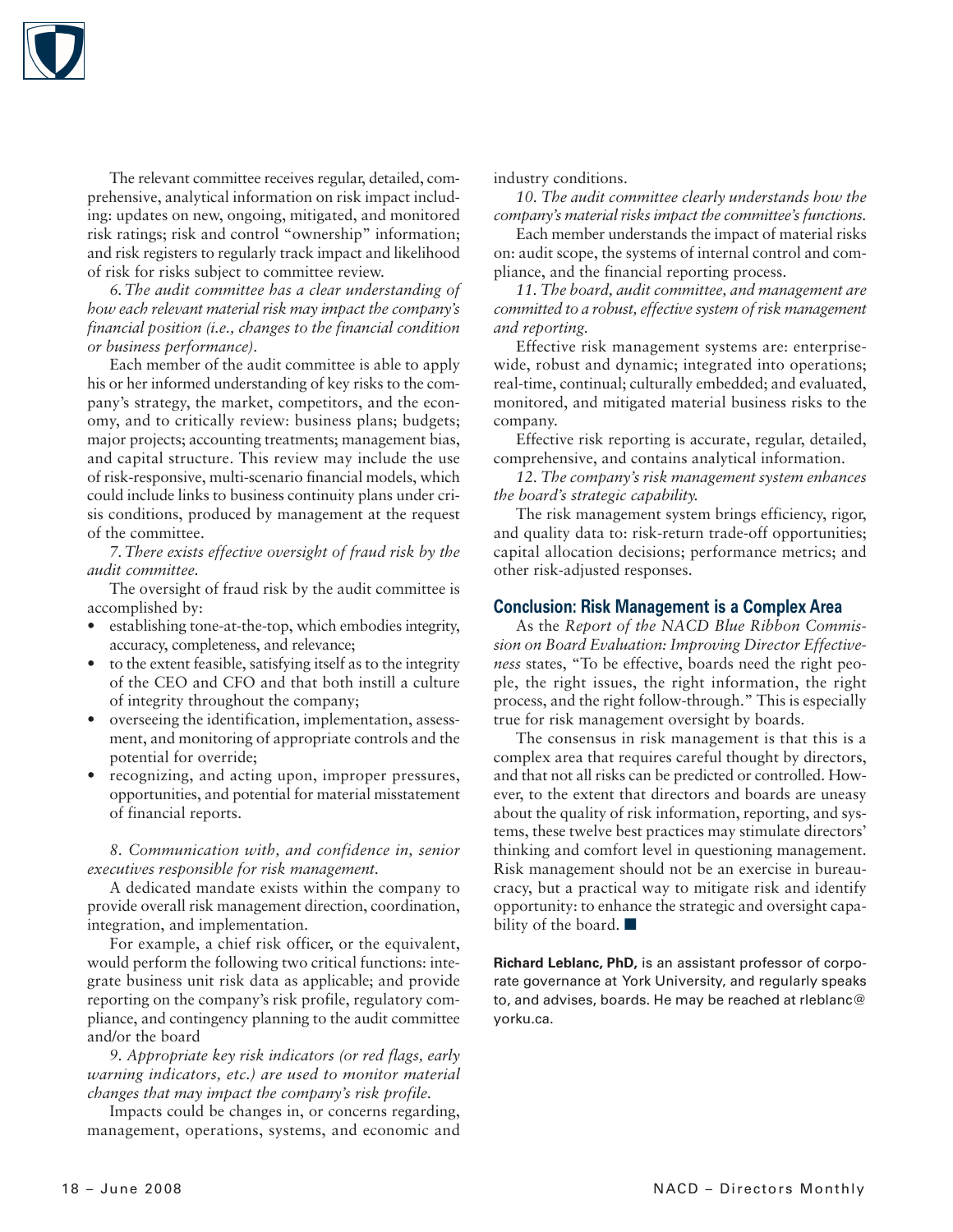The relevant committee receives regular, detailed, comprehensive, analytical information on risk impact including: updates on new, ongoing, mitigated, and monitored risk ratings; risk and control "ownership" information; and risk registers to regularly track impact and likelihood of risk for risks subject to committee review.

*6. The audit committee has a clear understanding of how each relevant material risk may impact the company's financial position (i.e., changes to the financial condition or business performance).*

Each member of the audit committee is able to apply his or her informed understanding of key risks to the company's strategy, the market, competitors, and the economy, and to critically review: business plans; budgets; major projects; accounting treatments; management bias, and capital structure. This review may include the use of risk-responsive, multi-scenario financial models, which could include links to business continuity plans under crisis conditions, produced by management at the request of the committee.

*7. There exists effective oversight of fraud risk by the audit committee.*

The oversight of fraud risk by the audit committee is accomplished by:

- establishing tone-at-the-top, which embodies integrity, accuracy, completeness, and relevance;
- to the extent feasible, satisfying itself as to the integrity of the CEO and CFO and that both instill a culture of integrity throughout the company;
- overseeing the identification, implementation, assessment, and monitoring of appropriate controls and the potential for override;
- recognizing, and acting upon, improper pressures, opportunities, and potential for material misstatement of financial reports.

*8. Communication with, and confidence in, senior executives responsible for risk management.*

A dedicated mandate exists within the company to provide overall risk management direction, coordination, integration, and implementation.

For example, a chief risk officer, or the equivalent, would perform the following two critical functions: integrate business unit risk data as applicable; and provide reporting on the company's risk profile, regulatory compliance, and contingency planning to the audit committee and/or the board

*9. Appropriate key risk indicators (or red flags, early warning indicators, etc.) are used to monitor material changes that may impact the company's risk profile.*

Impacts could be changes in, or concerns regarding, management, operations, systems, and economic and industry conditions.

*10. The audit committee clearly understands how the company's material risks impact the committee's functions.*

Each member understands the impact of material risks on: audit scope, the systems of internal control and compliance, and the financial reporting process.

*11. The board, audit committee, and management are committed to a robust, effective system of risk management and reporting.*

Effective risk management systems are: enterprise-wide, robust and dynamic; integrated into operations; real-time, continual; culturally embedded; and evaluated, monitored, and mitigated material business risks to the company.

Effective risk reporting is accurate, regular, detailed, comprehensive, and contains analytical information.

*12. The company's risk management system enhances the board's strategic capability.*

The risk management system brings efficiency, rigor, and quality data to: risk-return trade-off opportunities; capital allocation decisions; performance metrics; and other risk-adjusted responses.

## Conclusion: Risk Management is a Complex Area

As the *Report of the NACD Blue Ribbon Commission on Board Evaluation: Improving Director Effectiveness* states, "To be effective, boards need the right people, the right issues, the right information, the right process, and the right follow-through." This is especially true for risk management oversight by boards.

The consensus in risk management is that this is a complex area that requires careful thought by directors, and that not all risks can be predicted or controlled. However, to the extent that directors and boards are uneasy about the quality of risk information, reporting, and systems, these twelve best practices may stimulate directors' thinking and comfort level in questioning management. Risk management should not be an exercise in bureaucracy, but a practical way to mitigate risk and identify opportunity: to enhance the strategic and oversight capability of the board. ■

**Richard Leblanc, PhD,** is an assistant professor of corporate governance at York University, and regularly speaks to, and advises, boards. He may be reached at rleblanc@yorku.ca.